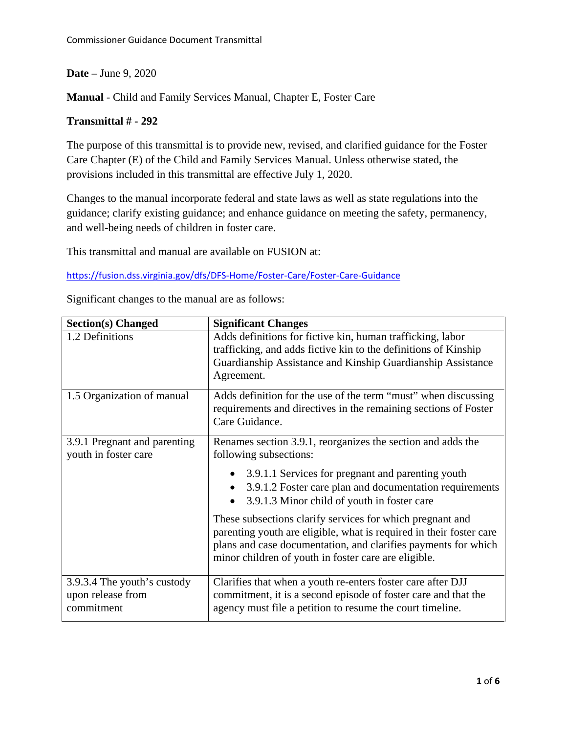Commissioner Guidance Document Transmittal

**Date –** June 9, 2020

**Manual** - Child and Family Services Manual, Chapter E, Foster Care

**Transmittal # - 292**

The purpose of this transmittal is to provide new, revised, and clarified guidance for the Foster Care Chapter (E) of the Child and Family Services Manual. Unless otherwise stated, the provisions included in this transmittal are effective July 1, 2020.

Changes to the manual incorporate federal and state laws as well as state regulations into the guidance; clarify existing guidance; and enhance guidance on meeting the safety, permanency, and well-being needs of children in foster care.

This transmittal and manual are available on FUSION at:

https://fusion.dss.virginia.gov/dfs/DFS-Home/Foster-Care/Foster-Care-Guidance

Significant changes to the manual are as follows:

| Section(s) Changed | Significant Changes |
|---|---|
| 1.2 Definitions | Adds definitions for fictive kin, human trafficking, labor trafficking, and adds fictive kin to the definitions of Kinship Guardianship Assistance and Kinship Guardianship Assistance Agreement. |
| 1.5 Organization of manual | Adds definition for the use of the term "must" when discussing requirements and directives in the remaining sections of Foster Care Guidance. |
| 3.9.1 Pregnant and parenting youth in foster care | Renames section 3.9.1, reorganizes the section and adds the following subsections:<br>• 3.9.1.1 Services for pregnant and parenting youth<br>• 3.9.1.2 Foster care plan and documentation requirements<br>• 3.9.1.3 Minor child of youth in foster care<br>These subsections clarify services for which pregnant and parenting youth are eligible, what is required in their foster care plans and case documentation, and clarifies payments for which minor children of youth in foster care are eligible. |
| 3.9.3.4 The youth's custody upon release from commitment | Clarifies that when a youth re-enters foster care after DJJ commitment, it is a second episode of foster care and that the agency must file a petition to resume the court timeline. |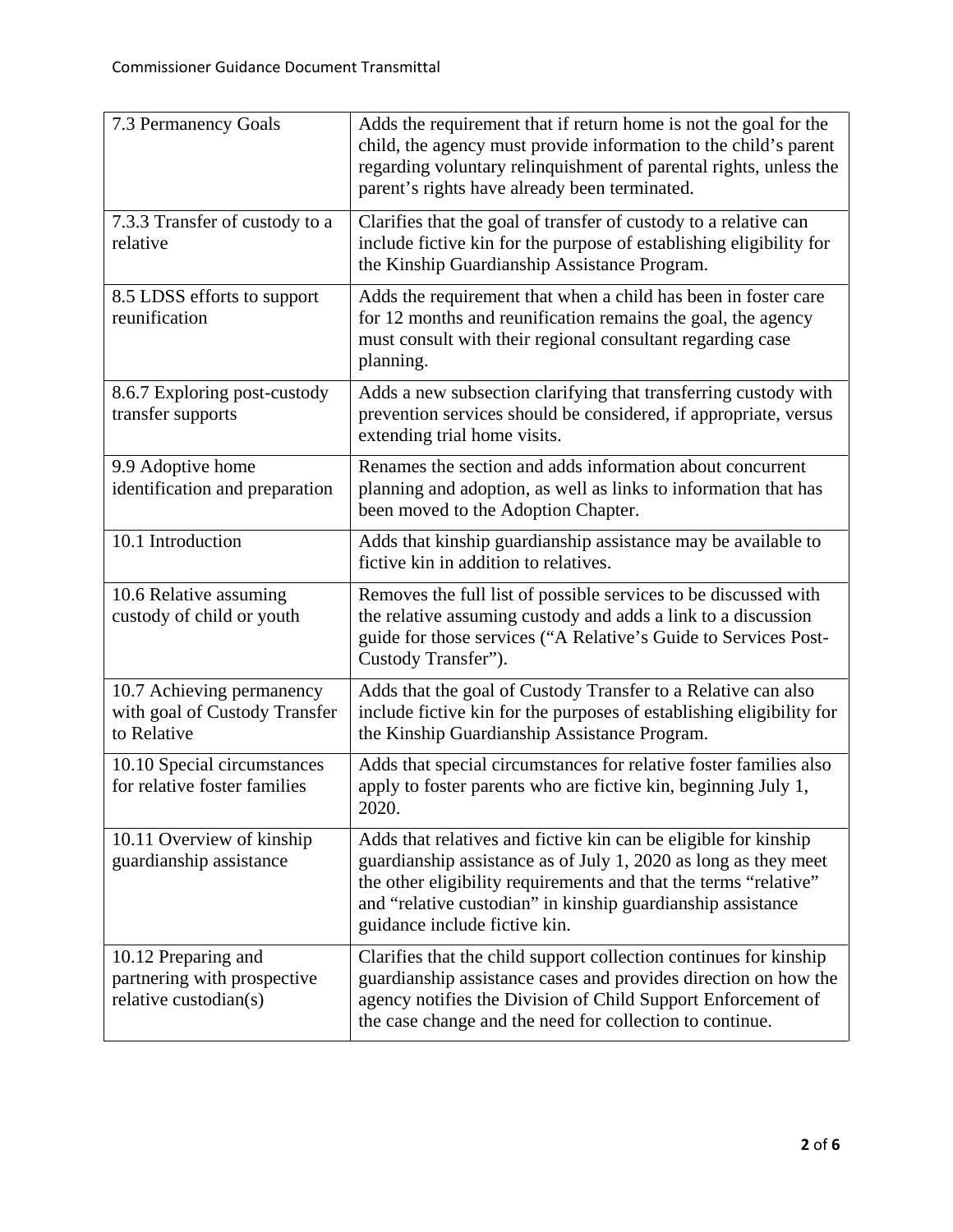| | |
|---|---|
| 7.3 Permanency Goals | Adds the requirement that if return home is not the goal for the child, the agency must provide information to the child's parent regarding voluntary relinquishment of parental rights, unless the parent's rights have already been terminated. |
| 7.3.3 Transfer of custody to a relative | Clarifies that the goal of transfer of custody to a relative can include fictive kin for the purpose of establishing eligibility for the Kinship Guardianship Assistance Program. |
| 8.5 LDSS efforts to support reunification | Adds the requirement that when a child has been in foster care for 12 months and reunification remains the goal, the agency must consult with their regional consultant regarding case planning. |
| 8.6.7 Exploring post-custody transfer supports | Adds a new subsection clarifying that transferring custody with prevention services should be considered, if appropriate, versus extending trial home visits. |
| 9.9 Adoptive home identification and preparation | Renames the section and adds information about concurrent planning and adoption, as well as links to information that has been moved to the Adoption Chapter. |
| 10.1 Introduction | Adds that kinship guardianship assistance may be available to fictive kin in addition to relatives. |
| 10.6 Relative assuming custody of child or youth | Removes the full list of possible services to be discussed with the relative assuming custody and adds a link to a discussion guide for those services ("A Relative's Guide to Services Post-Custody Transfer"). |
| 10.7 Achieving permanency with goal of Custody Transfer to Relative | Adds that the goal of Custody Transfer to a Relative can also include fictive kin for the purposes of establishing eligibility for the Kinship Guardianship Assistance Program. |
| 10.10 Special circumstances for relative foster families | Adds that special circumstances for relative foster families also apply to foster parents who are fictive kin, beginning July 1, 2020. |
| 10.11 Overview of kinship guardianship assistance | Adds that relatives and fictive kin can be eligible for kinship guardianship assistance as of July 1, 2020 as long as they meet the other eligibility requirements and that the terms "relative" and "relative custodian" in kinship guardianship assistance guidance include fictive kin. |
| 10.12 Preparing and partnering with prospective relative custodian(s) | Clarifies that the child support collection continues for kinship guardianship assistance cases and provides direction on how the agency notifies the Division of Child Support Enforcement of the case change and the need for collection to continue. |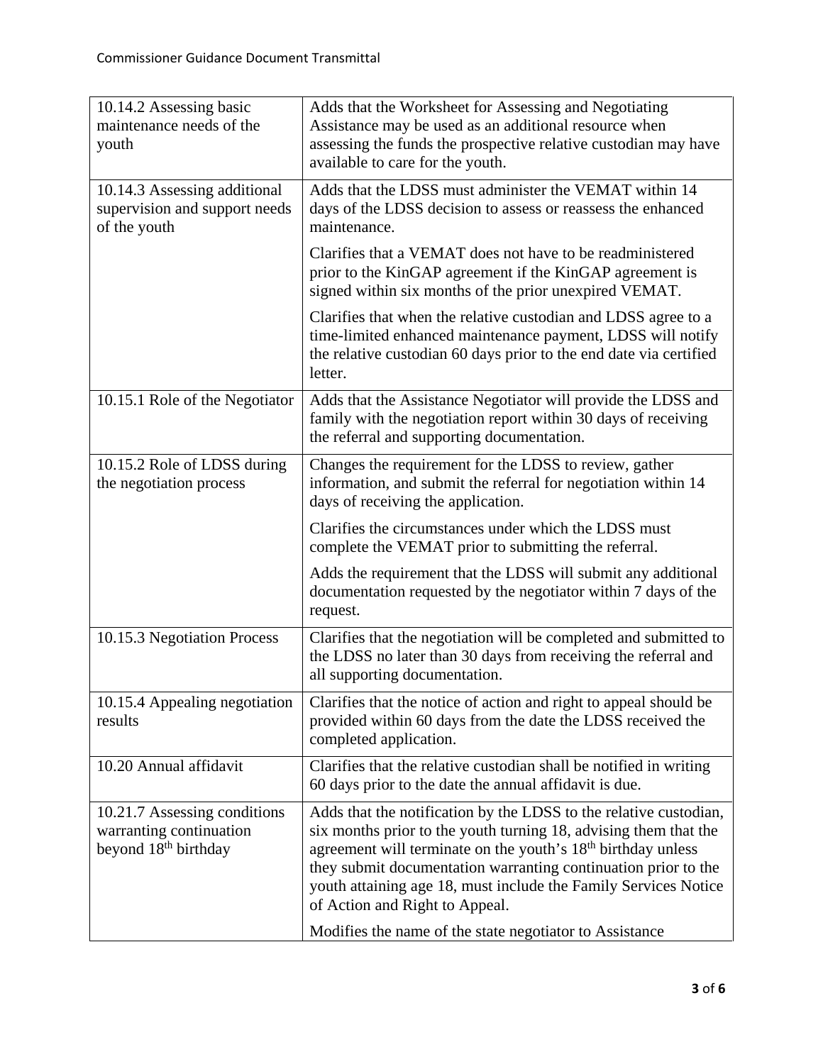| | |
|---|---|
| 10.14.2 Assessing basic maintenance needs of the youth | Adds that the Worksheet for Assessing and Negotiating Assistance may be used as an additional resource when assessing the funds the prospective relative custodian may have available to care for the youth. |
| 10.14.3 Assessing additional supervision and support needs of the youth | Adds that the LDSS must administer the VEMAT within 14 days of the LDSS decision to assess or reassess the enhanced maintenance.<br><br>Clarifies that a VEMAT does not have to be readministered prior to the KinGAP agreement if the KinGAP agreement is signed within six months of the prior unexpired VEMAT.<br><br>Clarifies that when the relative custodian and LDSS agree to a time-limited enhanced maintenance payment, LDSS will notify the relative custodian 60 days prior to the end date via certified letter. |
| 10.15.1 Role of the Negotiator | Adds that the Assistance Negotiator will provide the LDSS and family with the negotiation report within 30 days of receiving the referral and supporting documentation. |
| 10.15.2 Role of LDSS during the negotiation process | Changes the requirement for the LDSS to review, gather information, and submit the referral for negotiation within 14 days of receiving the application.<br><br>Clarifies the circumstances under which the LDSS must complete the VEMAT prior to submitting the referral.<br><br>Adds the requirement that the LDSS will submit any additional documentation requested by the negotiator within 7 days of the request. |
| 10.15.3 Negotiation Process | Clarifies that the negotiation will be completed and submitted to the LDSS no later than 30 days from receiving the referral and all supporting documentation. |
| 10.15.4 Appealing negotiation results | Clarifies that the notice of action and right to appeal should be provided within 60 days from the date the LDSS received the completed application. |
| 10.20 Annual affidavit | Clarifies that the relative custodian shall be notified in writing 60 days prior to the date the annual affidavit is due. |
| 10.21.7 Assessing conditions warranting continuation beyond 18th birthday | Adds that the notification by the LDSS to the relative custodian, six months prior to the youth turning 18, advising them that the agreement will terminate on the youth's 18th birthday unless they submit documentation warranting continuation prior to the youth attaining age 18, must include the Family Services Notice of Action and Right to Appeal.<br><br>Modifies the name of the state negotiator to Assistance |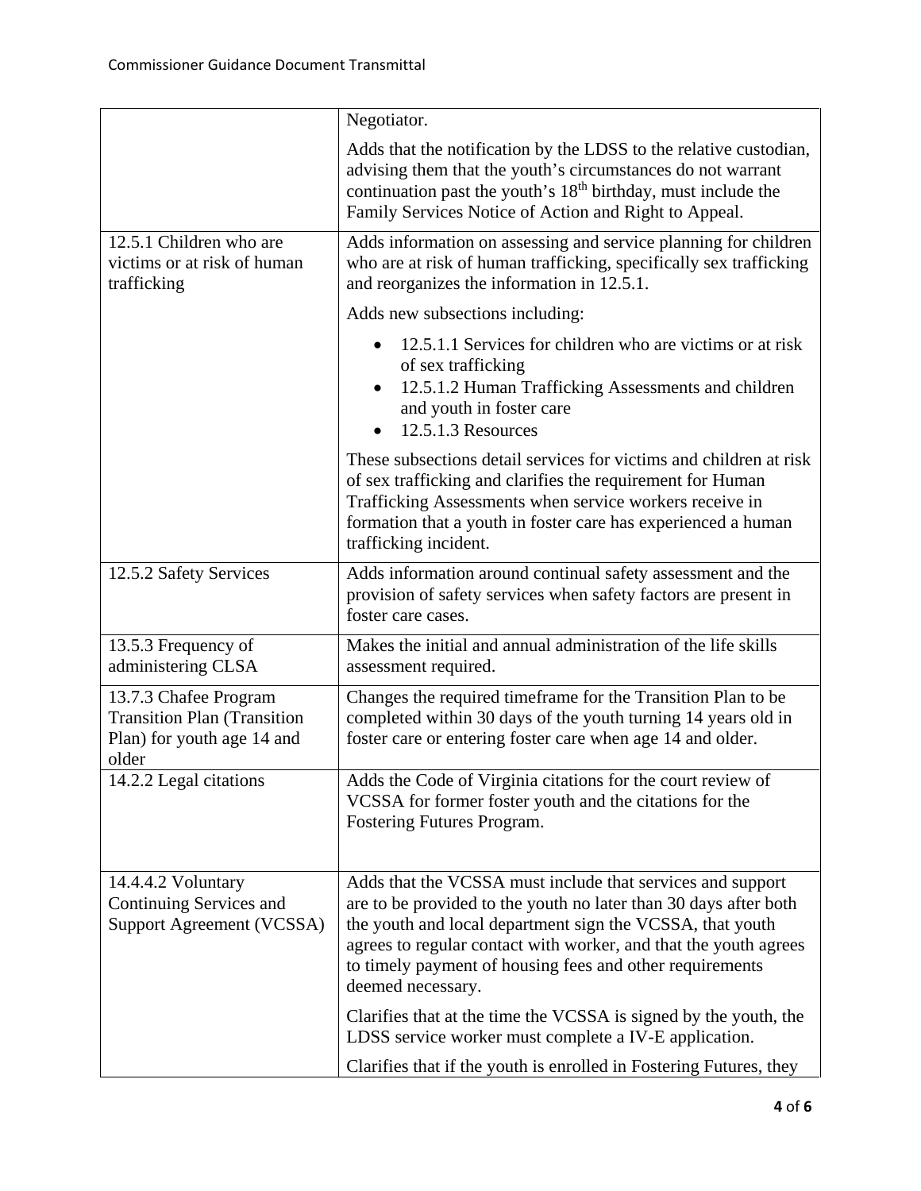| | |
|---|---|
| | Negotiator.<br><br>Adds that the notification by the LDSS to the relative custodian, advising them that the youth's circumstances do not warrant continuation past the youth's 18th birthday, must include the Family Services Notice of Action and Right to Appeal. |
| 12.5.1 Children who are victims or at risk of human trafficking | Adds information on assessing and service planning for children who are at risk of human trafficking, specifically sex trafficking and reorganizes the information in 12.5.1.<br><br>Adds new subsections including:<br><br>• 12.5.1.1 Services for children who are victims or at risk of sex trafficking<br>• 12.5.1.2 Human Trafficking Assessments and children and youth in foster care<br>• 12.5.1.3 Resources<br><br>These subsections detail services for victims and children at risk of sex trafficking and clarifies the requirement for Human Trafficking Assessments when service workers receive in formation that a youth in foster care has experienced a human trafficking incident. |
| 12.5.2 Safety Services | Adds information around continual safety assessment and the provision of safety services when safety factors are present in foster care cases. |
| 13.5.3 Frequency of administering CLSA | Makes the initial and annual administration of the life skills assessment required. |
| 13.7.3 Chafee Program Transition Plan (Transition Plan) for youth age 14 and older | Changes the required timeframe for the Transition Plan to be completed within 30 days of the youth turning 14 years old in foster care or entering foster care when age 14 and older. |
| 14.2.2 Legal citations | Adds the Code of Virginia citations for the court review of VCSSA for former foster youth and the citations for the Fostering Futures Program. |
| 14.4.4.2 Voluntary Continuing Services and Support Agreement (VCSSA) | Adds that the VCSSA must include that services and support are to be provided to the youth no later than 30 days after both the youth and local department sign the VCSSA, that youth agrees to regular contact with worker, and that the youth agrees to timely payment of housing fees and other requirements deemed necessary.<br><br>Clarifies that at the time the VCSSA is signed by the youth, the LDSS service worker must complete a IV-E application.<br><br>Clarifies that if the youth is enrolled in Fostering Futures, they |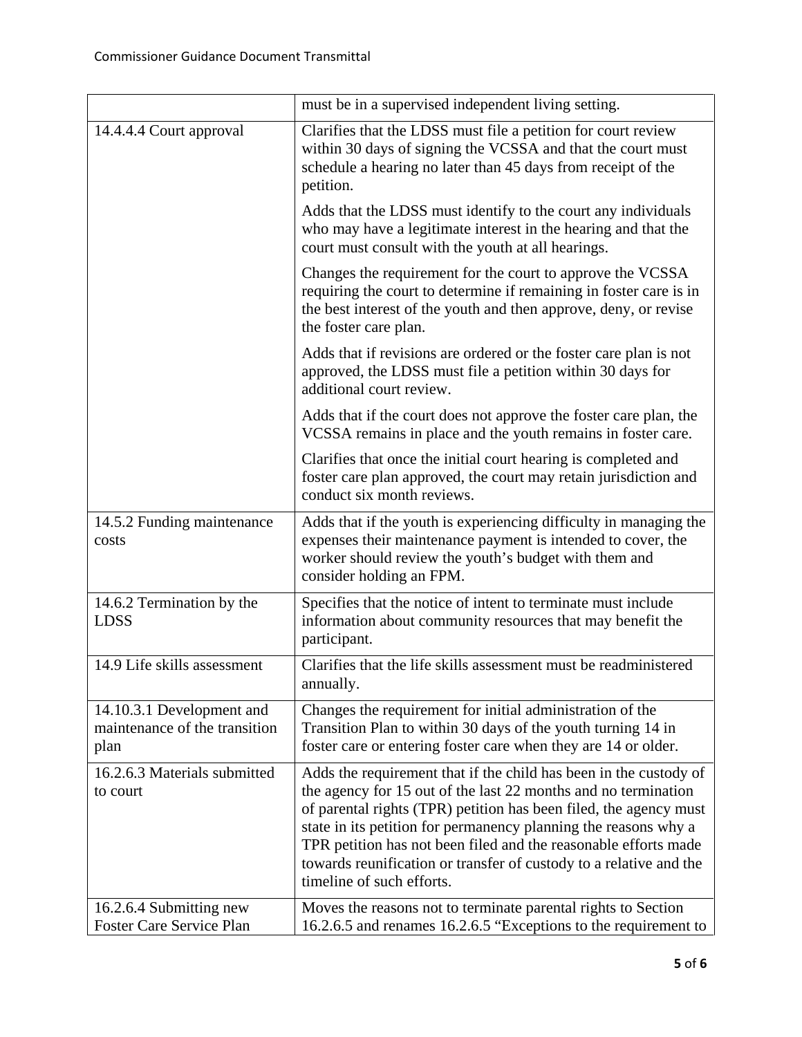| | |
|---|---|
| | must be in a supervised independent living setting. |
| 14.4.4.4 Court approval | Clarifies that the LDSS must file a petition for court review within 30 days of signing the VCSSA and that the court must schedule a hearing no later than 45 days from receipt of the petition.<br><br>Adds that the LDSS must identify to the court any individuals who may have a legitimate interest in the hearing and that the court must consult with the youth at all hearings.<br><br>Changes the requirement for the court to approve the VCSSA requiring the court to determine if remaining in foster care is in the best interest of the youth and then approve, deny, or revise the foster care plan.<br><br>Adds that if revisions are ordered or the foster care plan is not approved, the LDSS must file a petition within 30 days for additional court review.<br><br>Adds that if the court does not approve the foster care plan, the VCSSA remains in place and the youth remains in foster care.<br><br>Clarifies that once the initial court hearing is completed and foster care plan approved, the court may retain jurisdiction and conduct six month reviews. |
| 14.5.2 Funding maintenance costs | Adds that if the youth is experiencing difficulty in managing the expenses their maintenance payment is intended to cover, the worker should review the youth's budget with them and consider holding an FPM. |
| 14.6.2 Termination by the LDSS | Specifies that the notice of intent to terminate must include information about community resources that may benefit the participant. |
| 14.9 Life skills assessment | Clarifies that the life skills assessment must be readministered annually. |
| 14.10.3.1 Development and maintenance of the transition plan | Changes the requirement for initial administration of the Transition Plan to within 30 days of the youth turning 14 in foster care or entering foster care when they are 14 or older. |
| 16.2.6.3 Materials submitted to court | Adds the requirement that if the child has been in the custody of the agency for 15 out of the last 22 months and no termination of parental rights (TPR) petition has been filed, the agency must state in its petition for permanency planning the reasons why a TPR petition has not been filed and the reasonable efforts made towards reunification or transfer of custody to a relative and the timeline of such efforts. |
| 16.2.6.4 Submitting new Foster Care Service Plan | Moves the reasons not to terminate parental rights to Section 16.2.6.5 and renames 16.2.6.5 "Exceptions to the requirement to |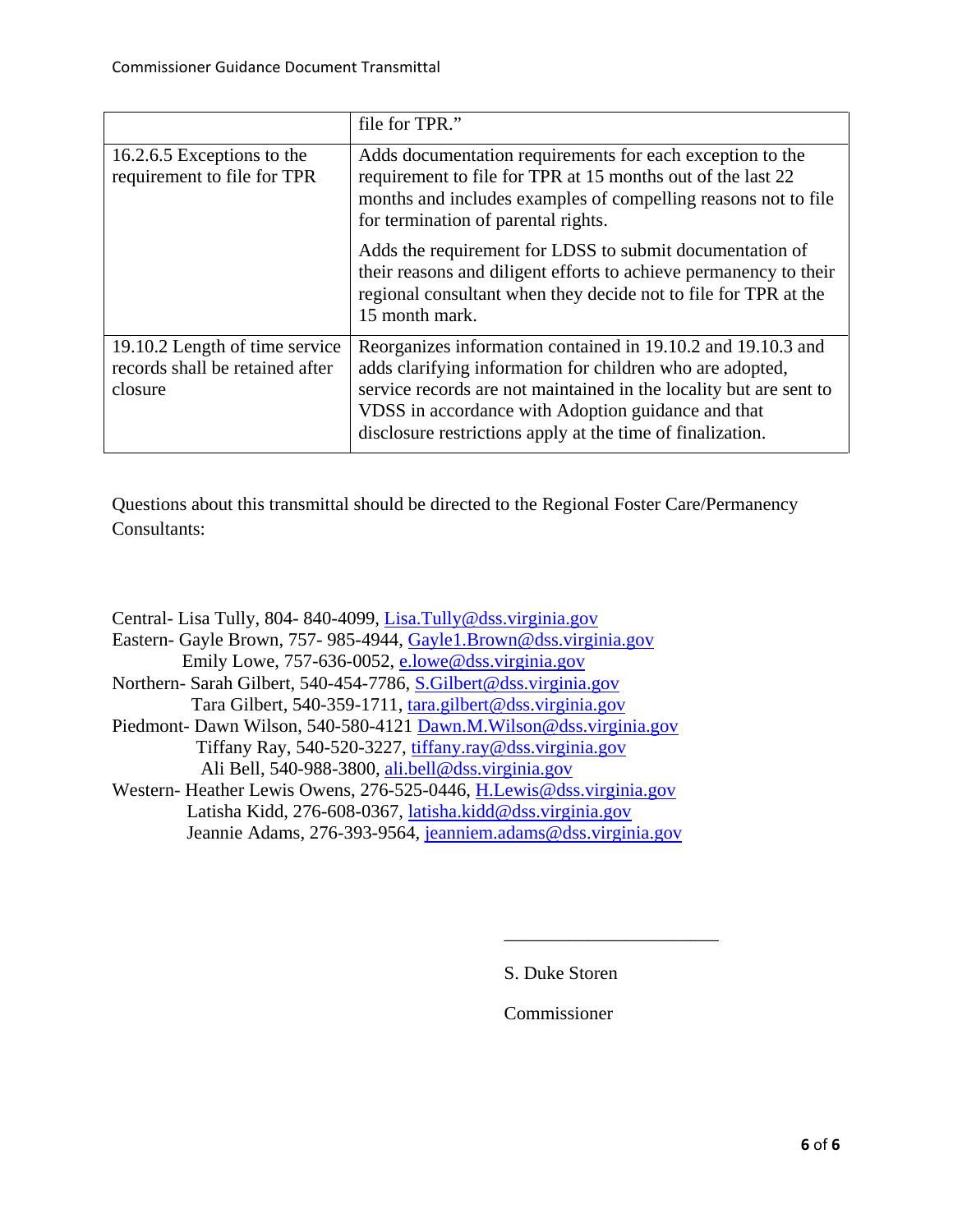| | |
|---|---|
| | file for TPR." |
| 16.2.6.5 Exceptions to the requirement to file for TPR | Adds documentation requirements for each exception to the requirement to file for TPR at 15 months out of the last 22 months and includes examples of compelling reasons not to file for termination of parental rights.<br><br>Adds the requirement for LDSS to submit documentation of their reasons and diligent efforts to achieve permanency to their regional consultant when they decide not to file for TPR at the 15 month mark. |
| 19.10.2 Length of time service records shall be retained after closure | Reorganizes information contained in 19.10.2 and 19.10.3 and adds clarifying information for children who are adopted, service records are not maintained in the locality but are sent to VDSS in accordance with Adoption guidance and that disclosure restrictions apply at the time of finalization. |

Questions about this transmittal should be directed to the Regional Foster Care/Permanency Consultants:

Central- Lisa Tully, 804- 840-4099, Lisa.Tully@dss.virginia.gov
Eastern- Gayle Brown, 757- 985-4944, Gayle1.Brown@dss.virginia.gov
Emily Lowe, 757-636-0052, e.lowe@dss.virginia.gov
Northern- Sarah Gilbert, 540-454-7786, S.Gilbert@dss.virginia.gov
Tara Gilbert, 540-359-1711, tara.gilbert@dss.virginia.gov
Piedmont- Dawn Wilson, 540-580-4121 Dawn.M.Wilson@dss.virginia.gov
Tiffany Ray, 540-520-3227, tiffany.ray@dss.virginia.gov
Ali Bell, 540-988-3800, ali.bell@dss.virginia.gov
Western- Heather Lewis Owens, 276-525-0446, H.Lewis@dss.virginia.gov
Latisha Kidd, 276-608-0367, latisha.kidd@dss.virginia.gov
Jeannie Adams, 276-393-9564, jeanniem.adams@dss.virginia.gov

S. Duke Storen

Commissioner